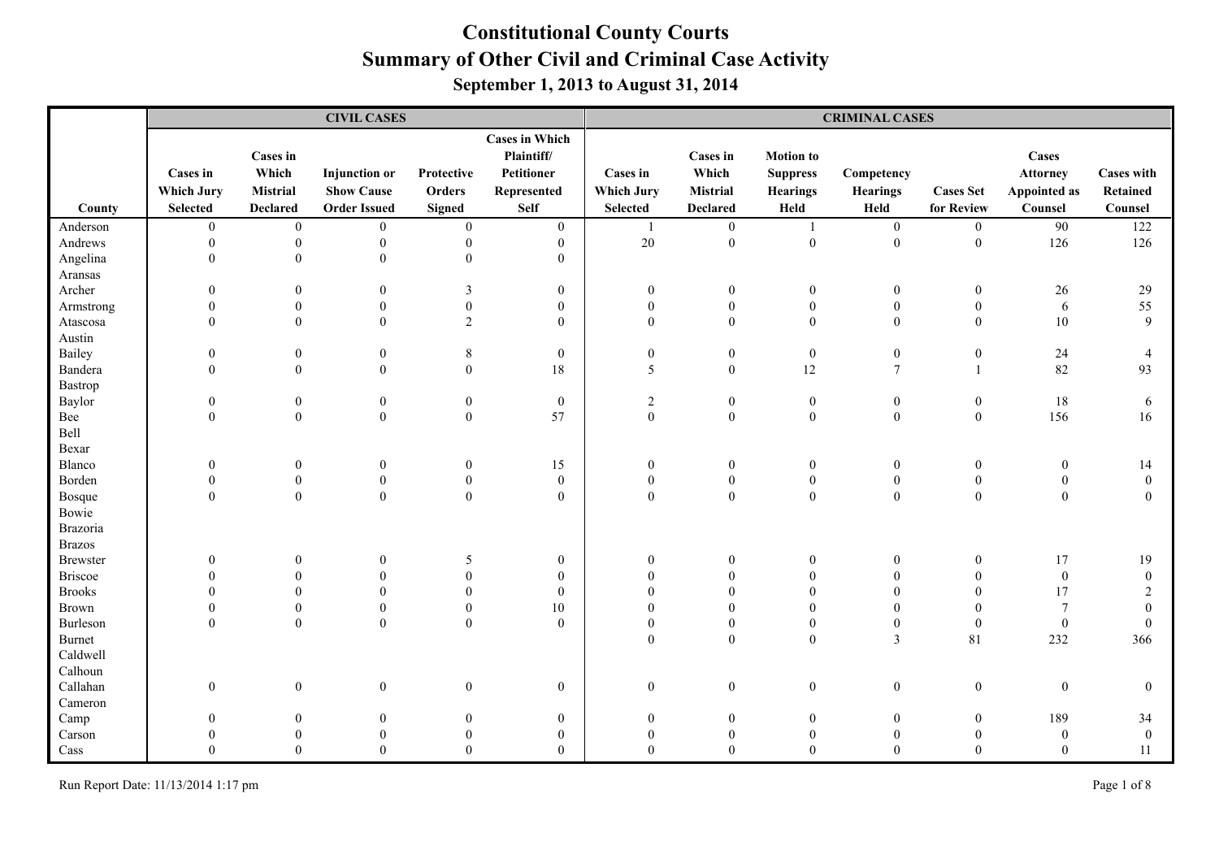# Constitutional County Courts
## Summary of Other Civil and Criminal Case Activity
### September 1, 2013 to August 31, 2014

| County | CIVIL CASES | | | | | CRIMINAL CASES | | | | | | |
|---|---|---|---|---|---|---|---|---|---|---|---|---|
| | Cases in Which Jury Selected | Cases in Which Mistrial Declared | Injunction or Show Cause Order Issued | Protective Orders Signed | Cases in Which Plaintiff/ Petitioner Represented Self | Cases in Which Jury Selected | Cases in Which Mistrial Declared | Motion to Suppress Hearings Held | Competency Hearings Held | Cases Set for Review | Cases Attorney Appointed as Counsel | Cases with Retained Counsel |
| Anderson | 0 | 0 | 0 | 0 | 0 | 1 | 0 | 1 | 0 | 0 | 90 | 122 |
| Andrews | 0 | 0 | 0 | 0 | 0 | 20 | 0 | 0 | 0 | 0 | 126 | 126 |
| Angelina | 0 | 0 | 0 | 0 | 0 | | | | | | | |
| Aransas | | | | | | | | | | | | |
| Archer | 0 | 0 | 0 | 3 | 0 | 0 | 0 | 0 | 0 | 0 | 26 | 29 |
| Armstrong | 0 | 0 | 0 | 0 | 0 | 0 | 0 | 0 | 0 | 0 | 6 | 55 |
| Atascosa | 0 | 0 | 0 | 2 | 0 | 0 | 0 | 0 | 0 | 0 | 10 | 9 |
| Austin | | | | | | | | | | | | |
| Bailey | 0 | 0 | 0 | 8 | 0 | 0 | 0 | 0 | 0 | 0 | 24 | 4 |
| Bandera | 0 | 0 | 0 | 0 | 18 | 5 | 0 | 12 | 7 | 1 | 82 | 93 |
| Bastrop | | | | | | | | | | | | |
| Baylor | 0 | 0 | 0 | 0 | 0 | 2 | 0 | 0 | 0 | 0 | 18 | 6 |
| Bee | 0 | 0 | 0 | 0 | 57 | 0 | 0 | 0 | 0 | 0 | 156 | 16 |
| Bell | | | | | | | | | | | | |
| Bexar | | | | | | | | | | | | |
| Blanco | 0 | 0 | 0 | 0 | 15 | 0 | 0 | 0 | 0 | 0 | 0 | 14 |
| Borden | 0 | 0 | 0 | 0 | 0 | 0 | 0 | 0 | 0 | 0 | 0 | 0 |
| Bosque | 0 | 0 | 0 | 0 | 0 | 0 | 0 | 0 | 0 | 0 | 0 | 0 |
| Bowie | | | | | | | | | | | | |
| Brazoria | | | | | | | | | | | | |
| Brazos | | | | | | | | | | | | |
| Brewster | 0 | 0 | 0 | 5 | 0 | 0 | 0 | 0 | 0 | 0 | 17 | 19 |
| Briscoe | 0 | 0 | 0 | 0 | 0 | 0 | 0 | 0 | 0 | 0 | 0 | 0 |
| Brooks | 0 | 0 | 0 | 0 | 0 | 0 | 0 | 0 | 0 | 0 | 17 | 2 |
| Brown | 0 | 0 | 0 | 0 | 10 | 0 | 0 | 0 | 0 | 0 | 7 | 0 |
| Burleson | 0 | 0 | 0 | 0 | 0 | 0 | 0 | 0 | 0 | 0 | 0 | 0 |
| Burnet | | | | | | 0 | 0 | 0 | 3 | 81 | 232 | 366 |
| Caldwell | | | | | | | | | | | | |
| Calhoun | | | | | | | | | | | | |
| Callahan | 0 | 0 | 0 | 0 | 0 | 0 | 0 | 0 | 0 | 0 | 0 | 0 |
| Cameron | | | | | | | | | | | | |
| Camp | 0 | 0 | 0 | 0 | 0 | 0 | 0 | 0 | 0 | 0 | 189 | 34 |
| Carson | 0 | 0 | 0 | 0 | 0 | 0 | 0 | 0 | 0 | 0 | 0 | 0 |
| Cass | 0 | 0 | 0 | 0 | 0 | 0 | 0 | 0 | 0 | 0 | 0 | 11 |

Run Report Date: 11/13/2014 1:17 pm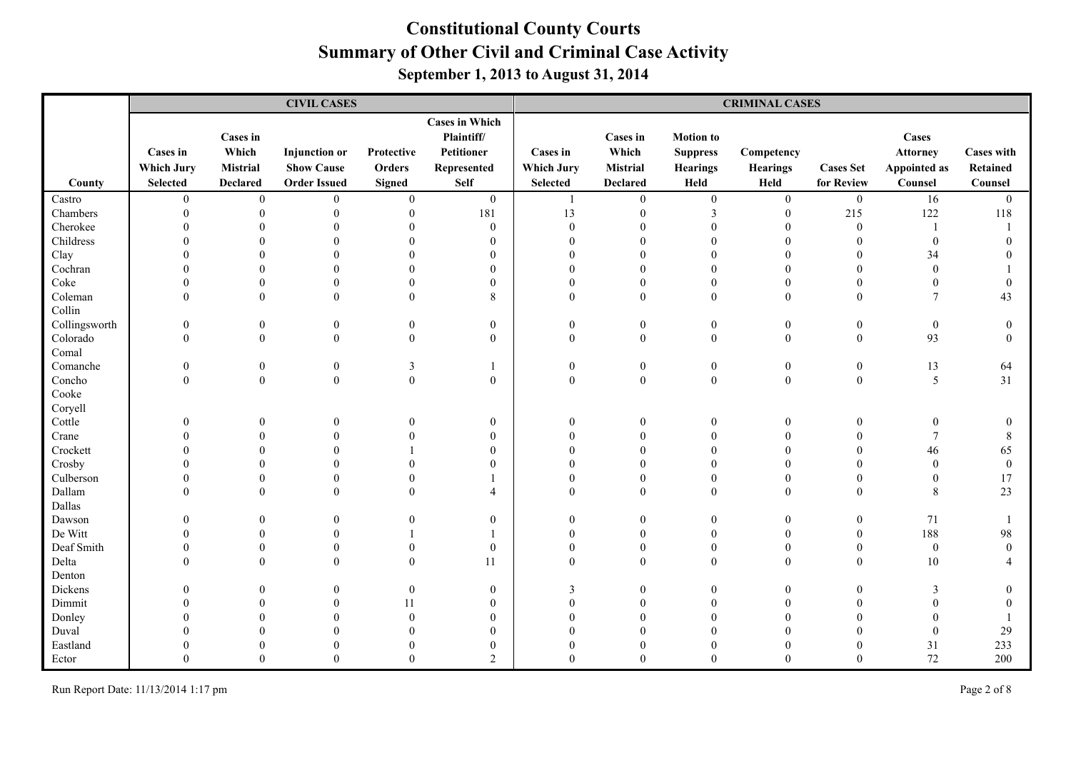# Constitutional County Courts
## Summary of Other Civil and Criminal Case Activity
### September 1, 2013 to August 31, 2014

| | CIVIL CASES | | | | | CRIMINAL CASES | | | | | | |
|---|---|---|---|---|---|---|---|---|---|---|---|---|
| County | Cases in Which Jury Selected | Cases in Which Mistrial Declared | Injunction or Show Cause Order Issued | Protective Orders Signed | Cases in Which Plaintiff/ Petitioner Represented Self | Cases in Which Jury Selected | Cases in Which Mistrial Declared | Motion to Suppress Hearings Held | Competency Hearings Held | Cases Set for Review | Cases Attorney Appointed as Counsel | Cases with Retained Counsel |
| Castro | 0 | 0 | 0 | 0 | 0 | 1 | 0 | 0 | 0 | 0 | 16 | 0 |
| Chambers | 0 | 0 | 0 | 0 | 181 | 13 | 0 | 3 | 0 | 215 | 122 | 118 |
| Cherokee | 0 | 0 | 0 | 0 | 0 | 0 | 0 | 0 | 0 | 0 | 1 | 1 |
| Childress | 0 | 0 | 0 | 0 | 0 | 0 | 0 | 0 | 0 | 0 | 0 | 0 |
| Clay | 0 | 0 | 0 | 0 | 0 | 0 | 0 | 0 | 0 | 0 | 34 | 0 |
| Cochran | 0 | 0 | 0 | 0 | 0 | 0 | 0 | 0 | 0 | 0 | 0 | 1 |
| Coke | 0 | 0 | 0 | 0 | 0 | 0 | 0 | 0 | 0 | 0 | 0 | 0 |
| Coleman | 0 | 0 | 0 | 0 | 8 | 0 | 0 | 0 | 0 | 0 | 7 | 43 |
| Collin | | | | | | | | | | | | |
| Collingsworth | 0 | 0 | 0 | 0 | 0 | 0 | 0 | 0 | 0 | 0 | 0 | 0 |
| Colorado | 0 | 0 | 0 | 0 | 0 | 0 | 0 | 0 | 0 | 0 | 93 | 0 |
| Comal | | | | | | | | | | | | |
| Comanche | 0 | 0 | 0 | 3 | 1 | 0 | 0 | 0 | 0 | 0 | 13 | 64 |
| Concho | 0 | 0 | 0 | 0 | 0 | 0 | 0 | 0 | 0 | 0 | 5 | 31 |
| Cooke | | | | | | | | | | | | |
| Coryell | | | | | | | | | | | | |
| Cottle | 0 | 0 | 0 | 0 | 0 | 0 | 0 | 0 | 0 | 0 | 0 | 0 |
| Crane | 0 | 0 | 0 | 0 | 0 | 0 | 0 | 0 | 0 | 0 | 7 | 8 |
| Crockett | 0 | 0 | 0 | 1 | 0 | 0 | 0 | 0 | 0 | 0 | 46 | 65 |
| Crosby | 0 | 0 | 0 | 0 | 0 | 0 | 0 | 0 | 0 | 0 | 0 | 0 |
| Culberson | 0 | 0 | 0 | 0 | 1 | 0 | 0 | 0 | 0 | 0 | 0 | 17 |
| Dallam | 0 | 0 | 0 | 0 | 4 | 0 | 0 | 0 | 0 | 0 | 8 | 23 |
| Dallas | | | | | | | | | | | | |
| Dawson | 0 | 0 | 0 | 0 | 0 | 0 | 0 | 0 | 0 | 0 | 71 | 1 |
| De Witt | 0 | 0 | 0 | 1 | 1 | 0 | 0 | 0 | 0 | 0 | 188 | 98 |
| Deaf Smith | 0 | 0 | 0 | 0 | 0 | 0 | 0 | 0 | 0 | 0 | 0 | 0 |
| Delta | 0 | 0 | 0 | 0 | 11 | 0 | 0 | 0 | 0 | 0 | 10 | 4 |
| Denton | | | | | | | | | | | | |
| Dickens | 0 | 0 | 0 | 0 | 0 | 3 | 0 | 0 | 0 | 0 | 3 | 0 |
| Dimmit | 0 | 0 | 0 | 11 | 0 | 0 | 0 | 0 | 0 | 0 | 0 | 0 |
| Donley | 0 | 0 | 0 | 0 | 0 | 0 | 0 | 0 | 0 | 0 | 0 | 1 |
| Duval | 0 | 0 | 0 | 0 | 0 | 0 | 0 | 0 | 0 | 0 | 0 | 29 |
| Eastland | 0 | 0 | 0 | 0 | 0 | 0 | 0 | 0 | 0 | 0 | 31 | 233 |
| Ector | 0 | 0 | 0 | 0 | 2 | 0 | 0 | 0 | 0 | 0 | 72 | 200 |

Run Report Date: 11/13/2014 1:17 pm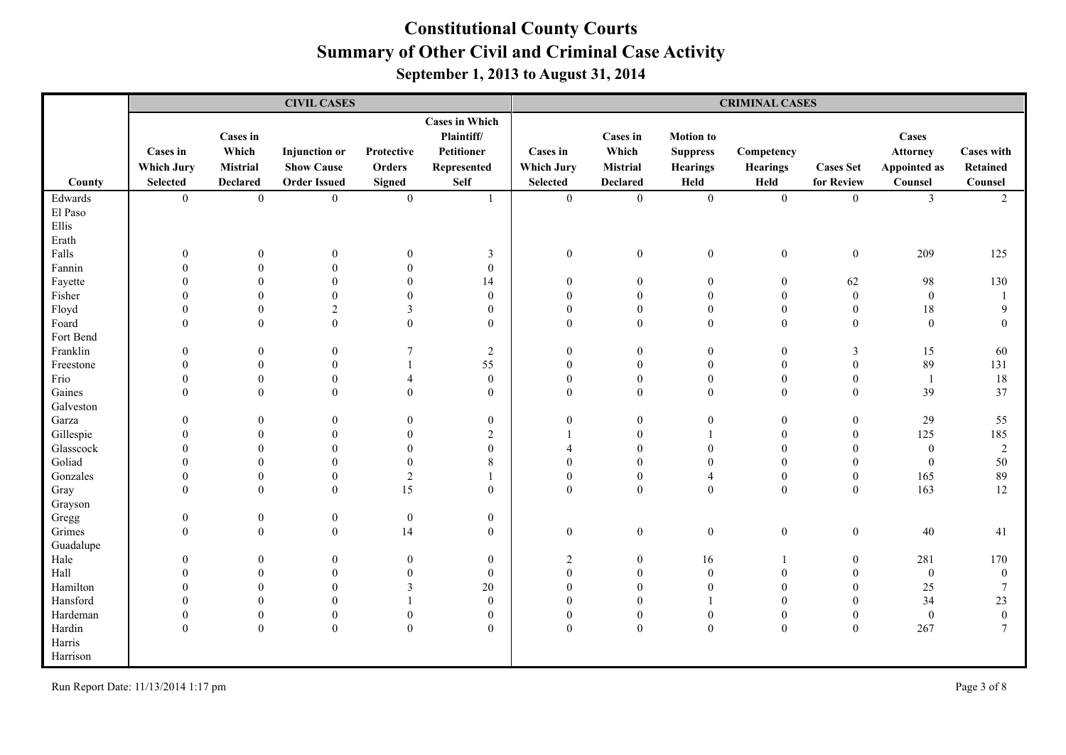# Constitutional County Courts
## Summary of Other Civil and Criminal Case Activity
### September 1, 2013 to August 31, 2014

| | CIVIL CASES | | | | | CRIMINAL CASES | | | | | | |
|---|---|---|---|---|---|---|---|---|---|---|---|---|
| County | Cases in Which Jury Selected | Cases in Which Mistrial Declared | Injunction or Show Cause Order Issued | Protective Orders Signed | Cases in Which Plaintiff/ Petitioner Represented Self | Cases in Which Jury Selected | Cases in Which Mistrial Declared | Motion to Suppress Hearings Held | Competency Hearings Held | Cases Set for Review | Cases Attorney Appointed as Counsel | Cases with Retained Counsel |
| Edwards | 0 | 0 | 0 | 0 | 1 | 0 | 0 | 0 | 0 | 0 | 3 | 2 |
| El Paso | | | | | | | | | | | | |
| Ellis | | | | | | | | | | | | |
| Erath | | | | | | | | | | | | |
| Falls | 0 | 0 | 0 | 0 | 3 | 0 | 0 | 0 | 0 | 0 | 209 | 125 |
| Fannin | 0 | 0 | 0 | 0 | 0 | | | | | | | |
| Fayette | 0 | 0 | 0 | 0 | 14 | 0 | 0 | 0 | 0 | 62 | 98 | 130 |
| Fisher | 0 | 0 | 0 | 0 | 0 | 0 | 0 | 0 | 0 | 0 | 0 | 1 |
| Floyd | 0 | 0 | 2 | 3 | 0 | 0 | 0 | 0 | 0 | 0 | 18 | 9 |
| Foard | 0 | 0 | 0 | 0 | 0 | 0 | 0 | 0 | 0 | 0 | 0 | 0 |
| Fort Bend | | | | | | | | | | | | |
| Franklin | 0 | 0 | 0 | 7 | 2 | 0 | 0 | 0 | 0 | 3 | 15 | 60 |
| Freestone | 0 | 0 | 0 | 1 | 55 | 0 | 0 | 0 | 0 | 0 | 89 | 131 |
| Frio | 0 | 0 | 0 | 4 | 0 | 0 | 0 | 0 | 0 | 0 | 1 | 18 |
| Gaines | 0 | 0 | 0 | 0 | 0 | 0 | 0 | 0 | 0 | 0 | 39 | 37 |
| Galveston | | | | | | | | | | | | |
| Garza | 0 | 0 | 0 | 0 | 0 | 0 | 0 | 0 | 0 | 0 | 29 | 55 |
| Gillespie | 0 | 0 | 0 | 0 | 2 | 1 | 0 | 1 | 0 | 0 | 125 | 185 |
| Glasscock | 0 | 0 | 0 | 0 | 0 | 4 | 0 | 0 | 0 | 0 | 0 | 2 |
| Goliad | 0 | 0 | 0 | 0 | 8 | 0 | 0 | 0 | 0 | 0 | 0 | 50 |
| Gonzales | 0 | 0 | 0 | 2 | 1 | 0 | 0 | 4 | 0 | 0 | 165 | 89 |
| Gray | 0 | 0 | 0 | 15 | 0 | 0 | 0 | 0 | 0 | 0 | 163 | 12 |
| Grayson | | | | | | | | | | | | |
| Gregg | 0 | 0 | 0 | 0 | 0 | | | | | | | |
| Grimes | 0 | 0 | 0 | 14 | 0 | 0 | 0 | 0 | 0 | 0 | 40 | 41 |
| Guadalupe | | | | | | | | | | | | |
| Hale | 0 | 0 | 0 | 0 | 0 | 2 | 0 | 16 | 1 | 0 | 281 | 170 |
| Hall | 0 | 0 | 0 | 0 | 0 | 0 | 0 | 0 | 0 | 0 | 0 | 0 |
| Hamilton | 0 | 0 | 0 | 3 | 20 | 0 | 0 | 0 | 0 | 0 | 25 | 7 |
| Hansford | 0 | 0 | 0 | 1 | 0 | 0 | 0 | 1 | 0 | 0 | 34 | 23 |
| Hardeman | 0 | 0 | 0 | 0 | 0 | 0 | 0 | 0 | 0 | 0 | 0 | 0 |
| Hardin | 0 | 0 | 0 | 0 | 0 | 0 | 0 | 0 | 0 | 0 | 267 | 7 |
| Harris | | | | | | | | | | | | |
| Harrison | | | | | | | | | | | | |

Run Report Date: 11/13/2014 1:17 pm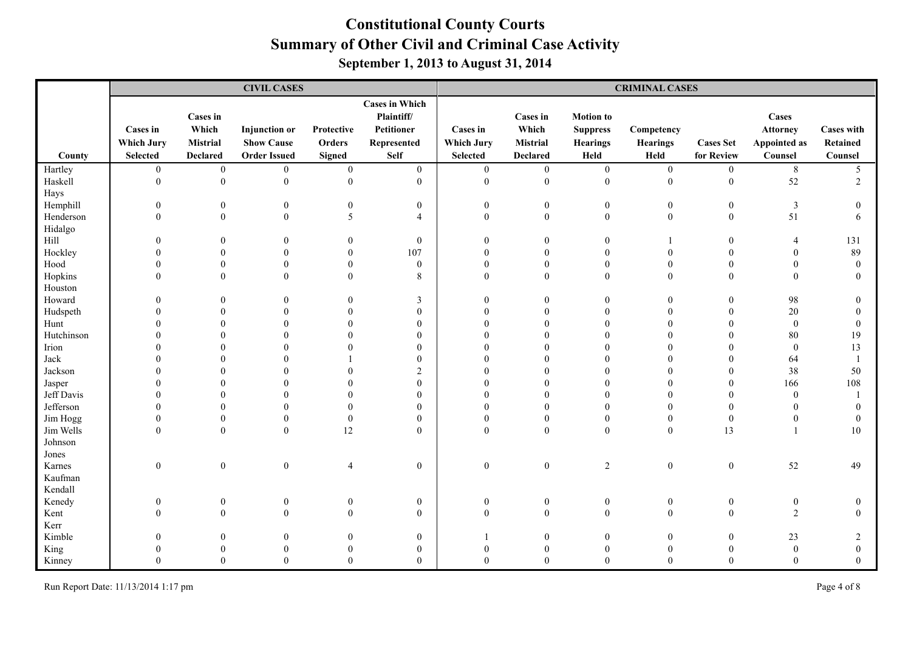# Constitutional County Courts

## Summary of Other Civil and Criminal Case Activity

### September 1, 2013 to August 31, 2014

| | CIVIL CASES | | | | | CRIMINAL CASES | | | | | | |
|---|---|---|---|---|---|---|---|---|---|---|---|---|
| County | Cases in Which Jury Selected | Cases in Which Mistrial Declared | Injunction or Show Cause Order Issued | Protective Orders Signed | Cases in Which Plaintiff/ Petitioner Represented Self | Cases in Which Jury Selected | Cases in Which Mistrial Declared | Motion to Suppress Hearings Held | Competency Hearings Held | Cases Set for Review | Cases Attorney Appointed as Counsel | Cases with Retained Counsel |
| Hartley | 0 | 0 | 0 | 0 | 0 | 0 | 0 | 0 | 0 | 0 | 8 | 5 |
| Haskell | 0 | 0 | 0 | 0 | 0 | 0 | 0 | 0 | 0 | 0 | 52 | 2 |
| Hays | | | | | | | | | | | | |
| Hemphill | 0 | 0 | 0 | 0 | 0 | 0 | 0 | 0 | 0 | 0 | 3 | 0 |
| Henderson | 0 | 0 | 0 | 5 | 4 | 0 | 0 | 0 | 0 | 0 | 51 | 6 |
| Hidalgo | | | | | | | | | | | | |
| Hill | 0 | 0 | 0 | 0 | 0 | 0 | 0 | 0 | 1 | 0 | 4 | 131 |
| Hockley | 0 | 0 | 0 | 0 | 107 | 0 | 0 | 0 | 0 | 0 | 0 | 89 |
| Hood | 0 | 0 | 0 | 0 | 0 | 0 | 0 | 0 | 0 | 0 | 0 | 0 |
| Hopkins | 0 | 0 | 0 | 0 | 8 | 0 | 0 | 0 | 0 | 0 | 0 | 0 |
| Houston | | | | | | | | | | | | |
| Howard | 0 | 0 | 0 | 0 | 3 | 0 | 0 | 0 | 0 | 0 | 98 | 0 |
| Hudspeth | 0 | 0 | 0 | 0 | 0 | 0 | 0 | 0 | 0 | 0 | 20 | 0 |
| Hunt | 0 | 0 | 0 | 0 | 0 | 0 | 0 | 0 | 0 | 0 | 0 | 0 |
| Hutchinson | 0 | 0 | 0 | 0 | 0 | 0 | 0 | 0 | 0 | 0 | 80 | 19 |
| Irion | 0 | 0 | 0 | 0 | 0 | 0 | 0 | 0 | 0 | 0 | 0 | 13 |
| Jack | 0 | 0 | 0 | 1 | 0 | 0 | 0 | 0 | 0 | 0 | 64 | 1 |
| Jackson | 0 | 0 | 0 | 0 | 2 | 0 | 0 | 0 | 0 | 0 | 38 | 50 |
| Jasper | 0 | 0 | 0 | 0 | 0 | 0 | 0 | 0 | 0 | 0 | 166 | 108 |
| Jeff Davis | 0 | 0 | 0 | 0 | 0 | 0 | 0 | 0 | 0 | 0 | 0 | 1 |
| Jefferson | 0 | 0 | 0 | 0 | 0 | 0 | 0 | 0 | 0 | 0 | 0 | 0 |
| Jim Hogg | 0 | 0 | 0 | 0 | 0 | 0 | 0 | 0 | 0 | 0 | 0 | 0 |
| Jim Wells | 0 | 0 | 0 | 12 | 0 | 0 | 0 | 0 | 0 | 13 | 1 | 10 |
| Johnson | | | | | | | | | | | | |
| Jones | | | | | | | | | | | | |
| Karnes | 0 | 0 | 0 | 4 | 0 | 0 | 0 | 2 | 0 | 0 | 52 | 49 |
| Kaufman | | | | | | | | | | | | |
| Kendall | | | | | | | | | | | | |
| Kenedy | 0 | 0 | 0 | 0 | 0 | 0 | 0 | 0 | 0 | 0 | 0 | 0 |
| Kent | 0 | 0 | 0 | 0 | 0 | 0 | 0 | 0 | 0 | 0 | 2 | 0 |
| Kerr | | | | | | | | | | | | |
| Kimble | 0 | 0 | 0 | 0 | 0 | 1 | 0 | 0 | 0 | 0 | 23 | 2 |
| King | 0 | 0 | 0 | 0 | 0 | 0 | 0 | 0 | 0 | 0 | 0 | 0 |
| Kinney | 0 | 0 | 0 | 0 | 0 | 0 | 0 | 0 | 0 | 0 | 0 | 0 |

Run Report Date: 11/13/2014 1:17 pm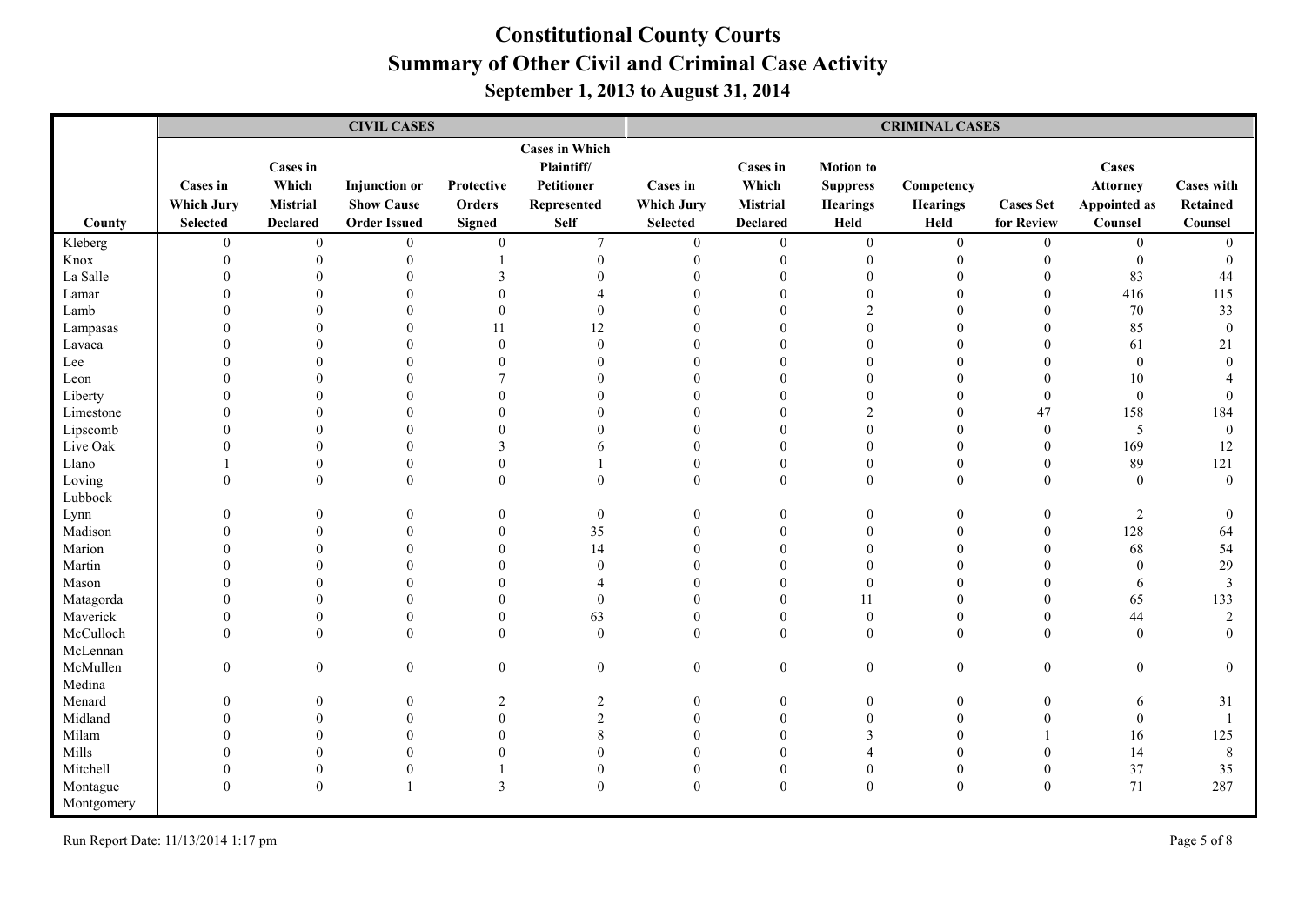# Constitutional County Courts
## Summary of Other Civil and Criminal Case Activity
### September 1, 2013 to August 31, 2014

| | CIVIL CASES | | | | | CRIMINAL CASES | | | | | | |
|---|---|---|---|---|---|---|---|---|---|---|---|---|
| County | Cases in Which Jury Selected | Cases in Which Mistrial Declared | Injunction or Show Cause Order Issued | Protective Orders Signed | Cases in Which Plaintiff/ Petitioner Represented Self | Cases in Which Jury Selected | Cases in Which Mistrial Declared | Motion to Suppress Hearings Held | Competency Hearings Held | Cases Set for Review | Cases Attorney Appointed as Counsel | Cases with Retained Counsel |
| Kleberg | 0 | 0 | 0 | 0 | 7 | 0 | 0 | 0 | 0 | 0 | 0 | 0 |
| Knox | 0 | 0 | 0 | 1 | 0 | 0 | 0 | 0 | 0 | 0 | 0 | 0 |
| La Salle | 0 | 0 | 0 | 3 | 0 | 0 | 0 | 0 | 0 | 0 | 83 | 44 |
| Lamar | 0 | 0 | 0 | 0 | 4 | 0 | 0 | 0 | 0 | 0 | 416 | 115 |
| Lamb | 0 | 0 | 0 | 0 | 0 | 0 | 0 | 2 | 0 | 0 | 70 | 33 |
| Lampasas | 0 | 0 | 0 | 11 | 12 | 0 | 0 | 0 | 0 | 0 | 85 | 0 |
| Lavaca | 0 | 0 | 0 | 0 | 0 | 0 | 0 | 0 | 0 | 0 | 61 | 21 |
| Lee | 0 | 0 | 0 | 0 | 0 | 0 | 0 | 0 | 0 | 0 | 0 | 0 |
| Leon | 0 | 0 | 0 | 7 | 0 | 0 | 0 | 0 | 0 | 0 | 10 | 4 |
| Liberty | 0 | 0 | 0 | 0 | 0 | 0 | 0 | 0 | 0 | 0 | 0 | 0 |
| Limestone | 0 | 0 | 0 | 0 | 0 | 0 | 0 | 2 | 0 | 47 | 158 | 184 |
| Lipscomb | 0 | 0 | 0 | 0 | 0 | 0 | 0 | 0 | 0 | 0 | 5 | 0 |
| Live Oak | 0 | 0 | 0 | 3 | 6 | 0 | 0 | 0 | 0 | 0 | 169 | 12 |
| Llano | 1 | 0 | 0 | 0 | 1 | 0 | 0 | 0 | 0 | 0 | 89 | 121 |
| Loving | 0 | 0 | 0 | 0 | 0 | 0 | 0 | 0 | 0 | 0 | 0 | 0 |
| Lubbock | | | | | | | | | | | | |
| Lynn | 0 | 0 | 0 | 0 | 0 | 0 | 0 | 0 | 0 | 0 | 2 | 0 |
| Madison | 0 | 0 | 0 | 0 | 35 | 0 | 0 | 0 | 0 | 0 | 128 | 64 |
| Marion | 0 | 0 | 0 | 0 | 14 | 0 | 0 | 0 | 0 | 0 | 68 | 54 |
| Martin | 0 | 0 | 0 | 0 | 0 | 0 | 0 | 0 | 0 | 0 | 0 | 29 |
| Mason | 0 | 0 | 0 | 0 | 4 | 0 | 0 | 0 | 0 | 0 | 6 | 3 |
| Matagorda | 0 | 0 | 0 | 0 | 0 | 0 | 0 | 11 | 0 | 0 | 65 | 133 |
| Maverick | 0 | 0 | 0 | 0 | 63 | 0 | 0 | 0 | 0 | 0 | 44 | 2 |
| McCulloch | 0 | 0 | 0 | 0 | 0 | 0 | 0 | 0 | 0 | 0 | 0 | 0 |
| McLennan | | | | | | | | | | | | |
| McMullen | 0 | 0 | 0 | 0 | 0 | 0 | 0 | 0 | 0 | 0 | 0 | 0 |
| Medina | | | | | | | | | | | | |
| Menard | 0 | 0 | 0 | 2 | 2 | 0 | 0 | 0 | 0 | 0 | 6 | 31 |
| Midland | 0 | 0 | 0 | 0 | 2 | 0 | 0 | 0 | 0 | 0 | 0 | 1 |
| Milam | 0 | 0 | 0 | 0 | 8 | 0 | 0 | 3 | 0 | 1 | 16 | 125 |
| Mills | 0 | 0 | 0 | 0 | 0 | 0 | 0 | 4 | 0 | 0 | 14 | 8 |
| Mitchell | 0 | 0 | 0 | 1 | 0 | 0 | 0 | 0 | 0 | 0 | 37 | 35 |
| Montague | 0 | 0 | 1 | 3 | 0 | 0 | 0 | 0 | 0 | 0 | 71 | 287 |
| Montgomery | | | | | | | | | | | | |

Run Report Date: 11/13/2014 1:17 pm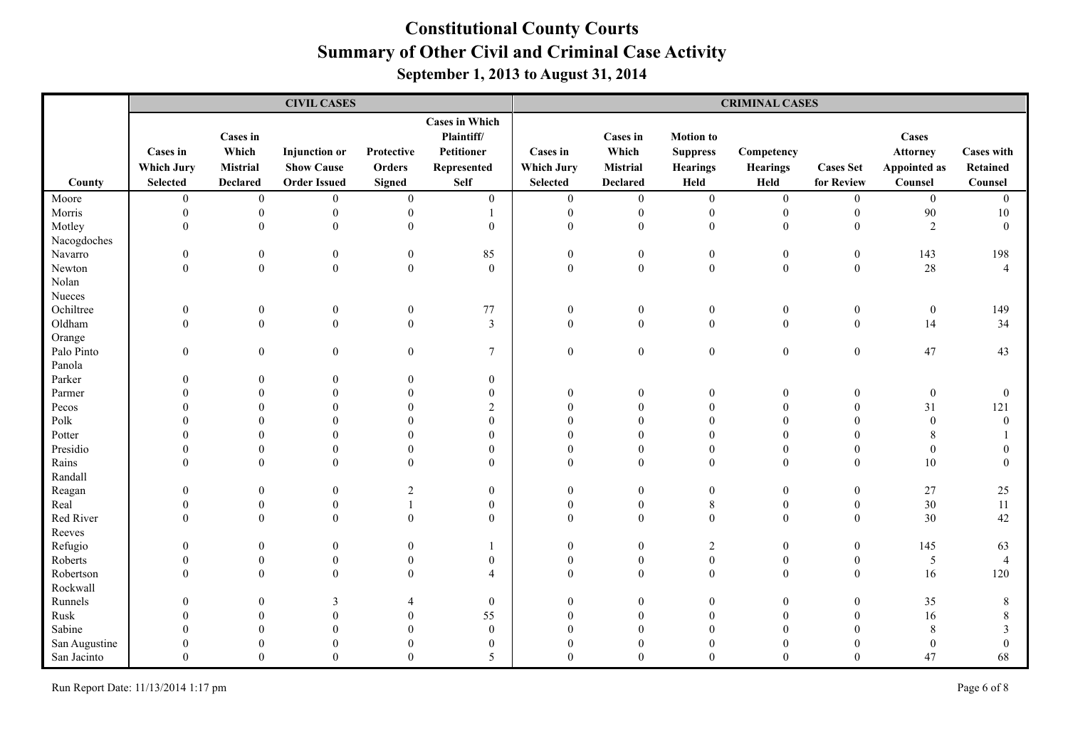# Constitutional County Courts

## Summary of Other Civil and Criminal Case Activity

### September 1, 2013 to August 31, 2014

| | CIVIL CASES | | | | | CRIMINAL CASES | | | | | | |
|---|---|---|---|---|---|---|---|---|---|---|---|---|
| County | Cases in Which Jury Selected | Cases in Which Mistrial Declared | Injunction or Show Cause Order Issued | Protective Orders Signed | Cases in Which Plaintiff/ Petitioner Represented Self | Cases in Which Jury Selected | Cases in Which Mistrial Declared | Motion to Suppress Hearings Held | Competency Hearings Held | Cases Set for Review | Cases Attorney Appointed as Counsel | Cases with Retained Counsel |
| Moore | 0 | 0 | 0 | 0 | 0 | 0 | 0 | 0 | 0 | 0 | 0 | 0 |
| Morris | 0 | 0 | 0 | 0 | 1 | 0 | 0 | 0 | 0 | 0 | 90 | 10 |
| Motley | 0 | 0 | 0 | 0 | 0 | 0 | 0 | 0 | 0 | 0 | 2 | 0 |
| Nacogdoches | | | | | | | | | | | | |
| Navarro | 0 | 0 | 0 | 0 | 85 | 0 | 0 | 0 | 0 | 0 | 143 | 198 |
| Newton | 0 | 0 | 0 | 0 | 0 | 0 | 0 | 0 | 0 | 0 | 28 | 4 |
| Nolan | | | | | | | | | | | | |
| Nueces | | | | | | | | | | | | |
| Ochiltree | 0 | 0 | 0 | 0 | 77 | 0 | 0 | 0 | 0 | 0 | 0 | 149 |
| Oldham | 0 | 0 | 0 | 0 | 3 | 0 | 0 | 0 | 0 | 0 | 14 | 34 |
| Orange | | | | | | | | | | | | |
| Palo Pinto | 0 | 0 | 0 | 0 | 7 | 0 | 0 | 0 | 0 | 0 | 47 | 43 |
| Panola | | | | | | | | | | | | |
| Parker | 0 | 0 | 0 | 0 | 0 | | | | | | | |
| Parmer | 0 | 0 | 0 | 0 | 0 | 0 | 0 | 0 | 0 | 0 | 0 | 0 |
| Pecos | 0 | 0 | 0 | 0 | 2 | 0 | 0 | 0 | 0 | 0 | 31 | 121 |
| Polk | 0 | 0 | 0 | 0 | 0 | 0 | 0 | 0 | 0 | 0 | 0 | 0 |
| Potter | 0 | 0 | 0 | 0 | 0 | 0 | 0 | 0 | 0 | 0 | 8 | 1 |
| Presidio | 0 | 0 | 0 | 0 | 0 | 0 | 0 | 0 | 0 | 0 | 0 | 0 |
| Rains | 0 | 0 | 0 | 0 | 0 | 0 | 0 | 0 | 0 | 0 | 10 | 0 |
| Randall | | | | | | | | | | | | |
| Reagan | 0 | 0 | 0 | 2 | 0 | 0 | 0 | 0 | 0 | 0 | 27 | 25 |
| Real | 0 | 0 | 0 | 1 | 0 | 0 | 0 | 8 | 0 | 0 | 30 | 11 |
| Red River | 0 | 0 | 0 | 0 | 0 | 0 | 0 | 0 | 0 | 0 | 30 | 42 |
| Reeves | | | | | | | | | | | | |
| Refugio | 0 | 0 | 0 | 0 | 1 | 0 | 0 | 2 | 0 | 0 | 145 | 63 |
| Roberts | 0 | 0 | 0 | 0 | 0 | 0 | 0 | 0 | 0 | 0 | 5 | 4 |
| Robertson | 0 | 0 | 0 | 0 | 4 | 0 | 0 | 0 | 0 | 0 | 16 | 120 |
| Rockwall | | | | | | | | | | | | |
| Runnels | 0 | 0 | 3 | 4 | 0 | 0 | 0 | 0 | 0 | 0 | 35 | 8 |
| Rusk | 0 | 0 | 0 | 0 | 55 | 0 | 0 | 0 | 0 | 0 | 16 | 8 |
| Sabine | 0 | 0 | 0 | 0 | 0 | 0 | 0 | 0 | 0 | 0 | 8 | 3 |
| San Augustine | 0 | 0 | 0 | 0 | 0 | 0 | 0 | 0 | 0 | 0 | 0 | 0 |
| San Jacinto | 0 | 0 | 0 | 0 | 5 | 0 | 0 | 0 | 0 | 0 | 47 | 68 |

Run Report Date: 11/13/2014 1:17 pm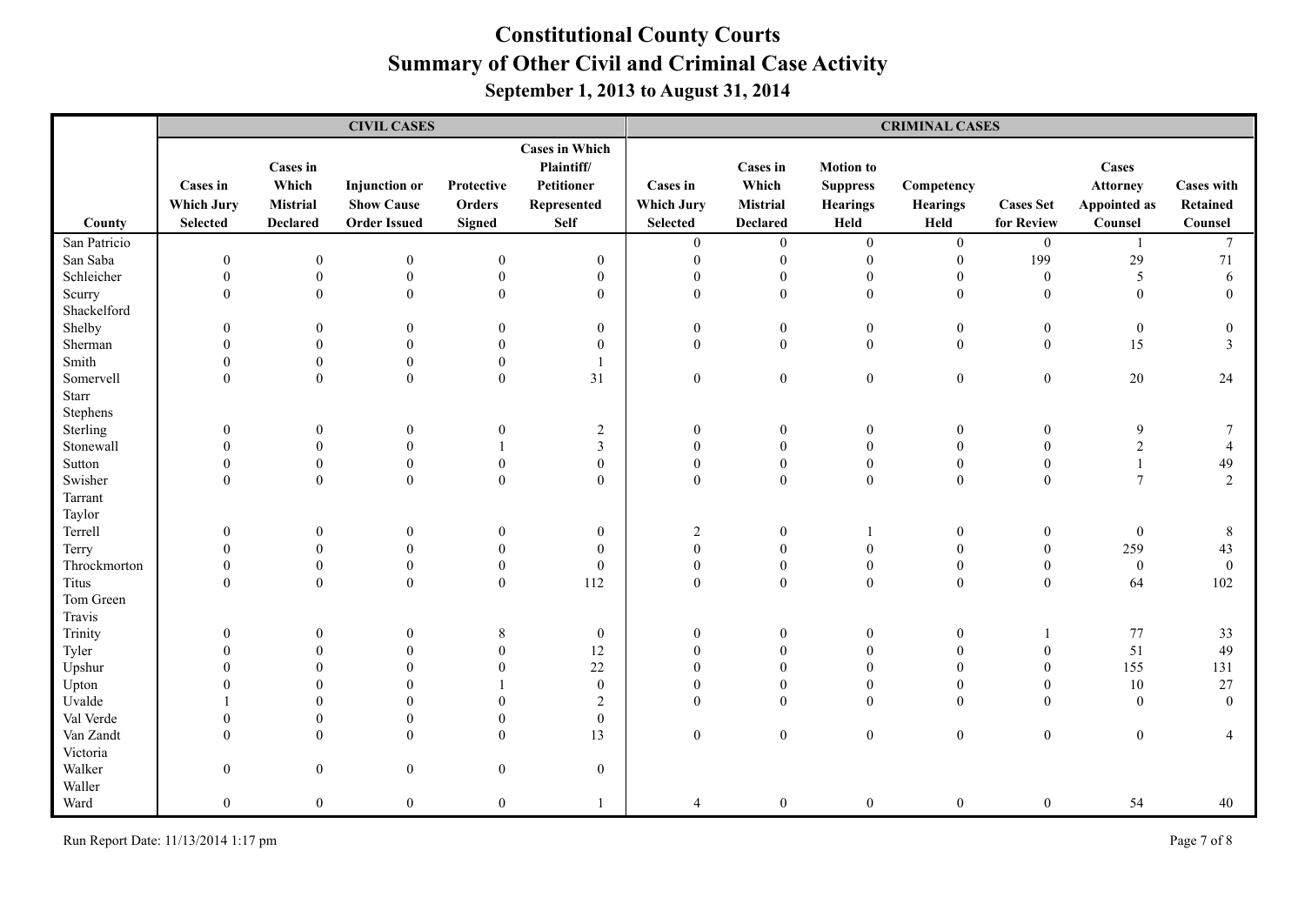# Constitutional County Courts

## Summary of Other Civil and Criminal Case Activity

### September 1, 2013 to August 31, 2014

| | CIVIL CASES | | | | | CRIMINAL CASES | | | | | | |
|---|---|---|---|---|---|---|---|---|---|---|---|---|
| County | Cases in Which Jury Selected | Cases in Which Mistrial Declared | Injunction or Show Cause Order Issued | Protective Orders Signed | Cases in Which Plaintiff/ Petitioner Represented Self | Cases in Which Jury Selected | Cases in Which Mistrial Declared | Motion to Suppress Hearings Held | Competency Hearings Held | Cases Set for Review | Cases Attorney Appointed as Counsel | Cases with Retained Counsel |
| San Patricio | | | | | | 0 | 0 | 0 | 0 | 0 | 1 | 7 |
| San Saba | 0 | 0 | 0 | 0 | 0 | 0 | 0 | 0 | 0 | 199 | 29 | 71 |
| Schleicher | 0 | 0 | 0 | 0 | 0 | 0 | 0 | 0 | 0 | 0 | 5 | 6 |
| Scurry | 0 | 0 | 0 | 0 | 0 | 0 | 0 | 0 | 0 | 0 | 0 | 0 |
| Shackelford | | | | | | | | | | | | |
| Shelby | 0 | 0 | 0 | 0 | 0 | 0 | 0 | 0 | 0 | 0 | 0 | 0 |
| Sherman | 0 | 0 | 0 | 0 | 0 | 0 | 0 | 0 | 0 | 0 | 15 | 3 |
| Smith | 0 | 0 | 0 | 0 | 1 | | | | | | | |
| Somervell | 0 | 0 | 0 | 0 | 31 | 0 | 0 | 0 | 0 | 0 | 20 | 24 |
| Starr | | | | | | | | | | | | |
| Stephens | | | | | | | | | | | | |
| Sterling | 0 | 0 | 0 | 0 | 2 | 0 | 0 | 0 | 0 | 0 | 9 | 7 |
| Stonewall | 0 | 0 | 0 | 1 | 3 | 0 | 0 | 0 | 0 | 0 | 2 | 4 |
| Sutton | 0 | 0 | 0 | 0 | 0 | 0 | 0 | 0 | 0 | 0 | 1 | 49 |
| Swisher | 0 | 0 | 0 | 0 | 0 | 0 | 0 | 0 | 0 | 0 | 7 | 2 |
| Tarrant | | | | | | | | | | | | |
| Taylor | | | | | | | | | | | | |
| Terrell | 0 | 0 | 0 | 0 | 0 | 2 | 0 | 1 | 0 | 0 | 0 | 8 |
| Terry | 0 | 0 | 0 | 0 | 0 | 0 | 0 | 0 | 0 | 0 | 259 | 43 |
| Throckmorton | 0 | 0 | 0 | 0 | 0 | 0 | 0 | 0 | 0 | 0 | 0 | 0 |
| Titus | 0 | 0 | 0 | 0 | 112 | 0 | 0 | 0 | 0 | 0 | 64 | 102 |
| Tom Green | | | | | | | | | | | | |
| Travis | | | | | | | | | | | | |
| Trinity | 0 | 0 | 0 | 8 | 0 | 0 | 0 | 0 | 0 | 1 | 77 | 33 |
| Tyler | 0 | 0 | 0 | 0 | 12 | 0 | 0 | 0 | 0 | 0 | 51 | 49 |
| Upshur | 0 | 0 | 0 | 0 | 22 | 0 | 0 | 0 | 0 | 0 | 155 | 131 |
| Upton | 0 | 0 | 0 | 1 | 0 | 0 | 0 | 0 | 0 | 0 | 10 | 27 |
| Uvalde | 1 | 0 | 0 | 0 | 2 | 0 | 0 | 0 | 0 | 0 | 0 | 0 |
| Val Verde | 0 | 0 | 0 | 0 | 0 | | | | | | | |
| Van Zandt | 0 | 0 | 0 | 0 | 13 | 0 | 0 | 0 | 0 | 0 | 0 | 4 |
| Victoria | | | | | | | | | | | | |
| Walker | 0 | 0 | 0 | 0 | 0 | | | | | | | |
| Waller | | | | | | | | | | | | |
| Ward | 0 | 0 | 0 | 0 | 1 | 4 | 0 | 0 | 0 | 0 | 54 | 40 |

Run Report Date: 11/13/2014 1:17 pm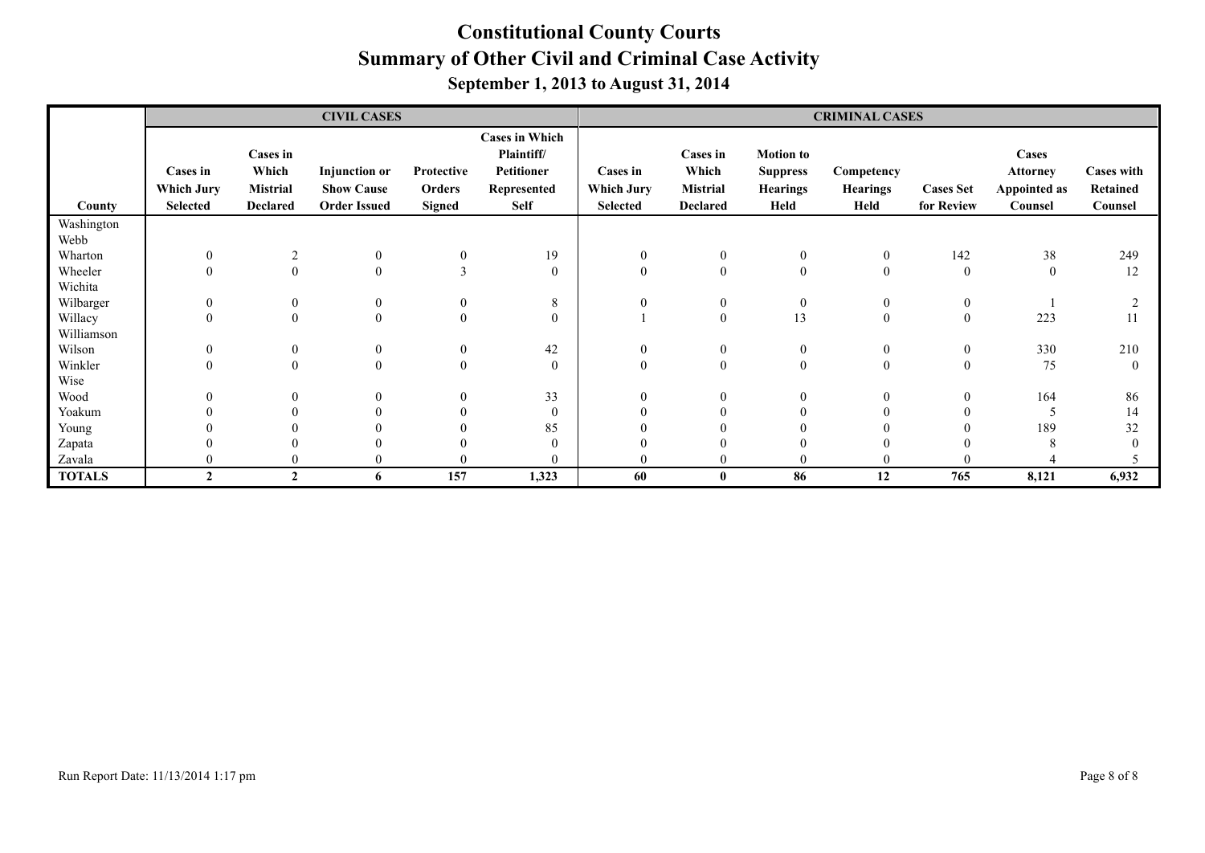# Constitutional County Courts

## Summary of Other Civil and Criminal Case Activity

### September 1, 2013 to August 31, 2014

| | CIVIL CASES | | | | | CRIMINAL CASES | | | | | | |
|---|---|---|---|---|---|---|---|---|---|---|---|---|
| County | Cases in Which Jury Selected | Cases in Which Mistrial Declared | Injunction or Show Cause Order Issued | Protective Orders Signed | Cases in Which Plaintiff/ Petitioner Represented Self | Cases in Which Jury Selected | Cases in Which Mistrial Declared | Motion to Suppress Hearings Held | Competency Hearings Held | Cases Set for Review | Cases Attorney Appointed as Counsel | Cases with Retained Counsel |
| Washington | | | | | | | | | | | | |
| Webb | | | | | | | | | | | | |
| Wharton | 0 | 2 | 0 | 0 | 19 | 0 | 0 | 0 | 0 | 142 | 38 | 249 |
| Wheeler | 0 | 0 | 0 | 3 | 0 | 0 | 0 | 0 | 0 | 0 | 0 | 12 |
| Wichita | | | | | | | | | | | | |
| Wilbarger | 0 | 0 | 0 | 0 | 8 | 0 | 0 | 0 | 0 | 0 | 1 | 2 |
| Willacy | 0 | 0 | 0 | 0 | 0 | 1 | 0 | 13 | 0 | 0 | 223 | 11 |
| Williamson | | | | | | | | | | | | |
| Wilson | 0 | 0 | 0 | 0 | 42 | 0 | 0 | 0 | 0 | 0 | 330 | 210 |
| Winkler | 0 | 0 | 0 | 0 | 0 | 0 | 0 | 0 | 0 | 0 | 75 | 0 |
| Wise | | | | | | | | | | | | |
| Wood | 0 | 0 | 0 | 0 | 33 | 0 | 0 | 0 | 0 | 0 | 164 | 86 |
| Yoakum | 0 | 0 | 0 | 0 | 0 | 0 | 0 | 0 | 0 | 0 | 5 | 14 |
| Young | 0 | 0 | 0 | 0 | 85 | 0 | 0 | 0 | 0 | 0 | 189 | 32 |
| Zapata | 0 | 0 | 0 | 0 | 0 | 0 | 0 | 0 | 0 | 0 | 8 | 0 |
| Zavala | 0 | 0 | 0 | 0 | 0 | 0 | 0 | 0 | 0 | 0 | 4 | 5 |
| **TOTALS** | **2** | **2** | **6** | **157** | **1,323** | **60** | **0** | **86** | **12** | **765** | **8,121** | **6,932** |

Run Report Date: 11/13/2014 1:17 pm